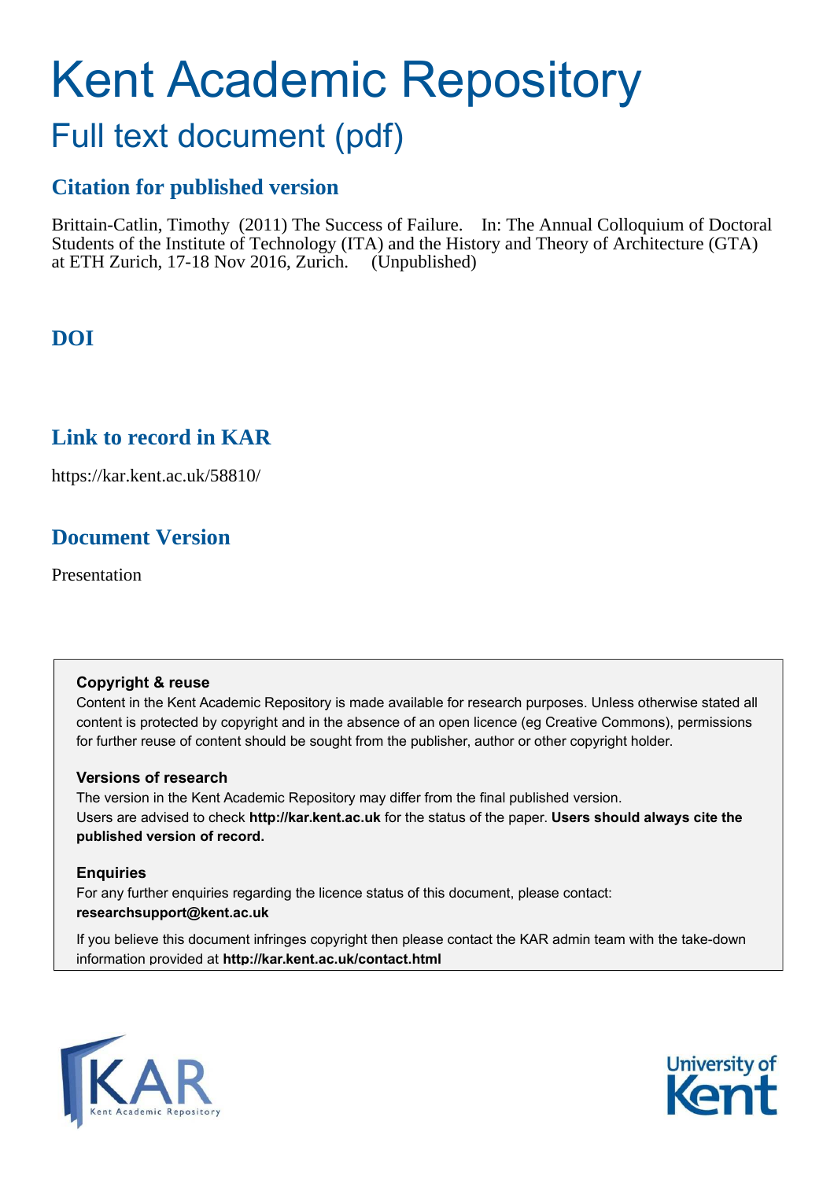# Kent Academic Repository

## Full text document (pdf)

### Citation for published version

Brittain-Catlin, Timothy (2011) The Success of Failure. In: The Annual Colloquium of Doctoral Students of the Institute of Technology (ITA) and the History and Theory of Architecture (GTA) at ETH Zurich, 17-18 Nov 2016, Zurich. (Unpublished)

### DOI

### Link to record in KAR

https://kar.kent.ac.uk/58810/

### Document Version

Presentation

**Copyright & reuse**

Content in the Kent Academic Repository is made available for research purposes. Unless otherwise stated all content is protected by copyright and in the absence of an open licence (eg Creative Commons), permissions for further reuse of content should be sought from the publisher, author or other copyright holder.

**Versions of research**

The version in the Kent Academic Repository may differ from the final published version. Users are advised to check **http://kar.kent.ac.uk** for the status of the paper. **Users should always cite the published version of record.**

**Enquiries**

For any further enquiries regarding the licence status of this document, please contact: **researchsupport@kent.ac.uk**

If you believe this document infringes copyright then please contact the KAR admin team with the take-down information provided at **http://kar.kent.ac.uk/contact.html**

KAR Kent Academic Repository

University of Kent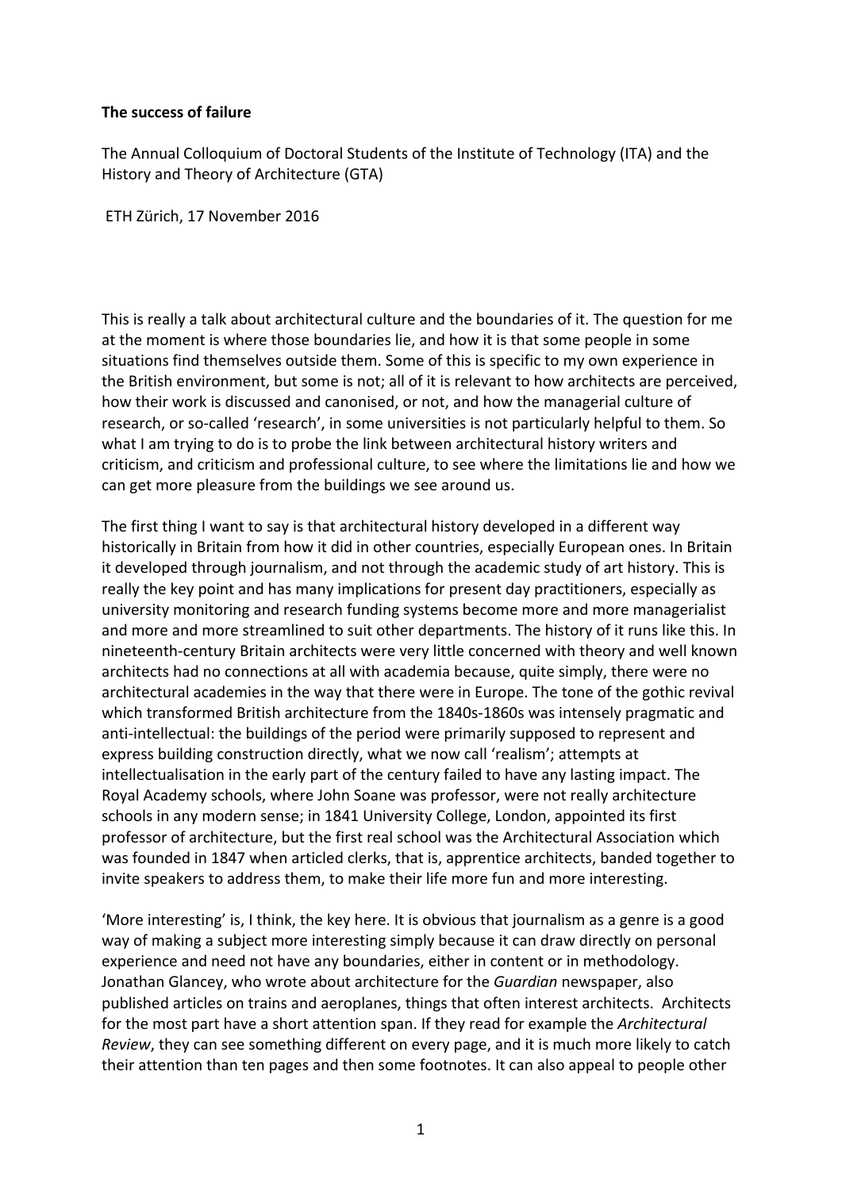**The success of failure**

The Annual Colloquium of Doctoral Students of the Institute of Technology (ITA) and the History and Theory of Architecture (GTA)

ETH Zürich, 17 November 2016

This is really a talk about architectural culture and the boundaries of it. The question for me at the moment is where those boundaries lie, and how it is that some people in some situations find themselves outside them. Some of this is specific to my own experience in the British environment, but some is not; all of it is relevant to how architects are perceived, how their work is discussed and canonised, or not, and how the managerial culture of research, or so-called 'research', in some universities is not particularly helpful to them. So what I am trying to do is to probe the link between architectural history writers and criticism, and criticism and professional culture, to see where the limitations lie and how we can get more pleasure from the buildings we see around us.

The first thing I want to say is that architectural history developed in a different way historically in Britain from how it did in other countries, especially European ones. In Britain it developed through journalism, and not through the academic study of art history. This is really the key point and has many implications for present day practitioners, especially as university monitoring and research funding systems become more and more managerialist and more and more streamlined to suit other departments. The history of it runs like this. In nineteenth-century Britain architects were very little concerned with theory and well known architects had no connections at all with academia because, quite simply, there were no architectural academies in the way that there were in Europe. The tone of the gothic revival which transformed British architecture from the 1840s-1860s was intensely pragmatic and anti-intellectual: the buildings of the period were primarily supposed to represent and express building construction directly, what we now call 'realism'; attempts at intellectualisation in the early part of the century failed to have any lasting impact. The Royal Academy schools, where John Soane was professor, were not really architecture schools in any modern sense; in 1841 University College, London, appointed its first professor of architecture, but the first real school was the Architectural Association which was founded in 1847 when articled clerks, that is, apprentice architects, banded together to invite speakers to address them, to make their life more fun and more interesting.

'More interesting' is, I think, the key here. It is obvious that journalism as a genre is a good way of making a subject more interesting simply because it can draw directly on personal experience and need not have any boundaries, either in content or in methodology. Jonathan Glancey, who wrote about architecture for the *Guardian* newspaper, also published articles on trains and aeroplanes, things that often interest architects. Architects for the most part have a short attention span. If they read for example the *Architectural Review*, they can see something different on every page, and it is much more likely to catch their attention than ten pages and then some footnotes. It can also appeal to people other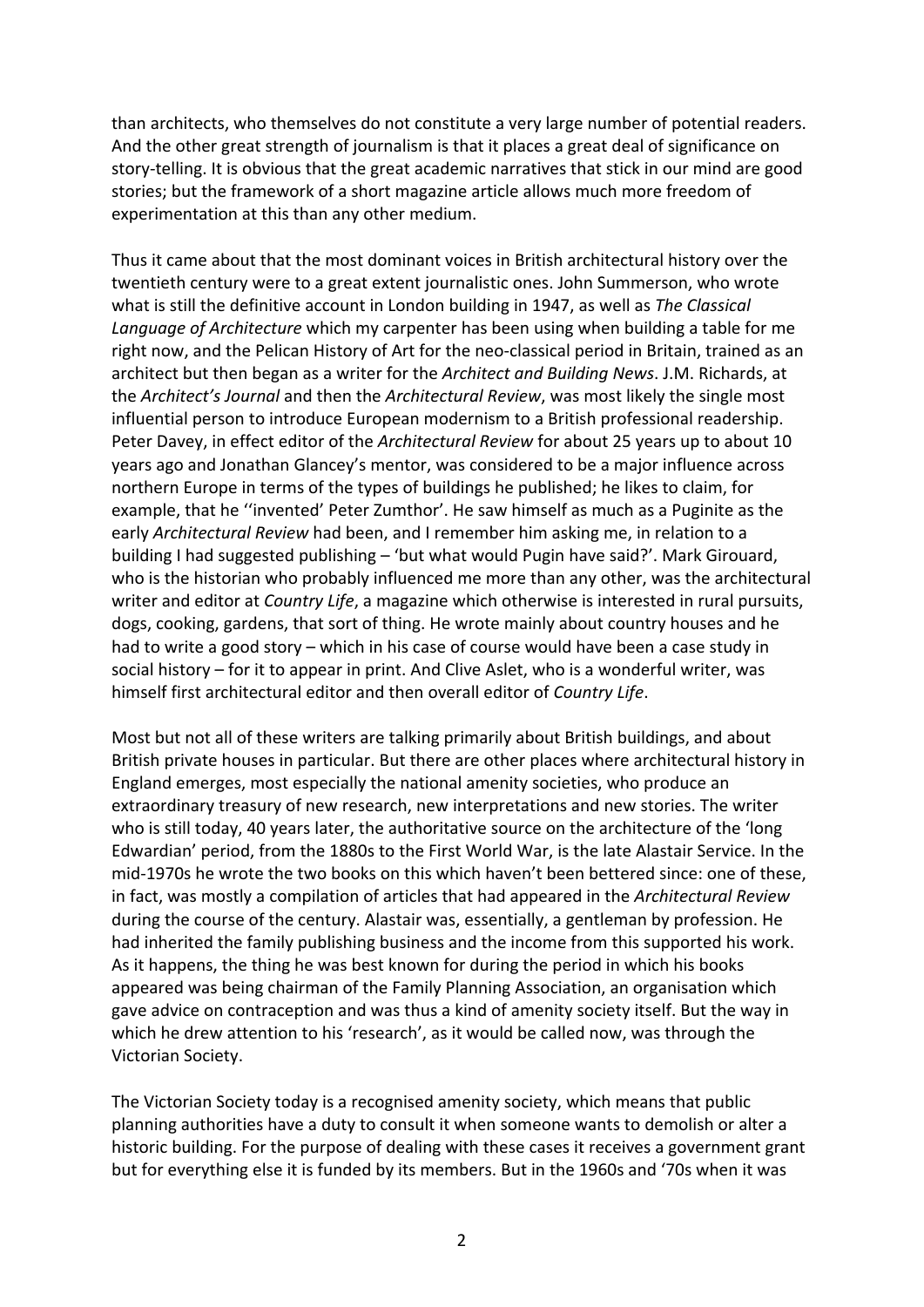than architects, who themselves do not constitute a very large number of potential readers. And the other great strength of journalism is that it places a great deal of significance on story-telling. It is obvious that the great academic narratives that stick in our mind are good stories; but the framework of a short magazine article allows much more freedom of experimentation at this than any other medium.

Thus it came about that the most dominant voices in British architectural history over the twentieth century were to a great extent journalistic ones. John Summerson, who wrote what is still the definitive account in London building in 1947, as well as *The Classical Language of Architecture* which my carpenter has been using when building a table for me right now, and the Pelican History of Art for the neo-classical period in Britain, trained as an architect but then began as a writer for the *Architect and Building News*. J.M. Richards, at the *Architect's Journal* and then the *Architectural Review*, was most likely the single most influential person to introduce European modernism to a British professional readership. Peter Davey, in effect editor of the *Architectural Review* for about 25 years up to about 10 years ago and Jonathan Glancey's mentor, was considered to be a major influence across northern Europe in terms of the types of buildings he published; he likes to claim, for example, that he ''invented' Peter Zumthor'. He saw himself as much as a Puginite as the early *Architectural Review* had been, and I remember him asking me, in relation to a building I had suggested publishing – 'but what would Pugin have said?'. Mark Girouard, who is the historian who probably influenced me more than any other, was the architectural writer and editor at *Country Life*, a magazine which otherwise is interested in rural pursuits, dogs, cooking, gardens, that sort of thing. He wrote mainly about country houses and he had to write a good story – which in his case of course would have been a case study in social history – for it to appear in print. And Clive Aslet, who is a wonderful writer, was himself first architectural editor and then overall editor of *Country Life*.

Most but not all of these writers are talking primarily about British buildings, and about British private houses in particular. But there are other places where architectural history in England emerges, most especially the national amenity societies, who produce an extraordinary treasury of new research, new interpretations and new stories. The writer who is still today, 40 years later, the authoritative source on the architecture of the 'long Edwardian' period, from the 1880s to the First World War, is the late Alastair Service. In the mid-1970s he wrote the two books on this which haven't been bettered since: one of these, in fact, was mostly a compilation of articles that had appeared in the *Architectural Review* during the course of the century. Alastair was, essentially, a gentleman by profession. He had inherited the family publishing business and the income from this supported his work. As it happens, the thing he was best known for during the period in which his books appeared was being chairman of the Family Planning Association, an organisation which gave advice on contraception and was thus a kind of amenity society itself. But the way in which he drew attention to his 'research', as it would be called now, was through the Victorian Society.

The Victorian Society today is a recognised amenity society, which means that public planning authorities have a duty to consult it when someone wants to demolish or alter a historic building. For the purpose of dealing with these cases it receives a government grant but for everything else it is funded by its members. But in the 1960s and '70s when it was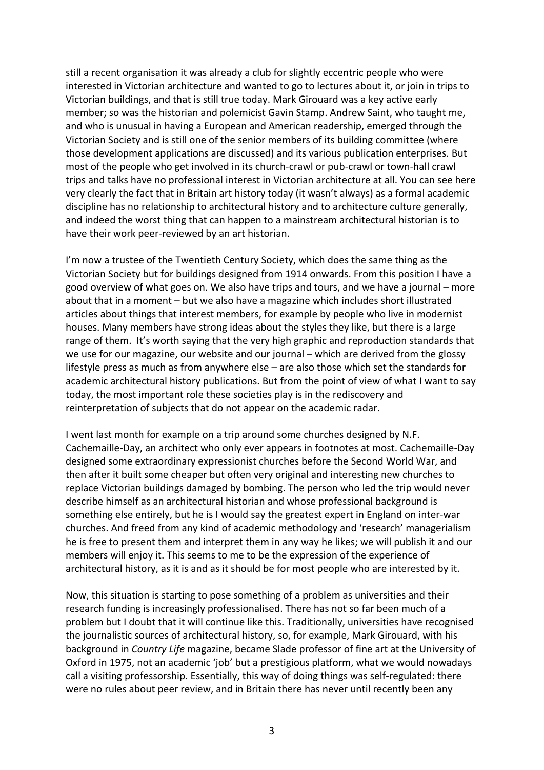still a recent organisation it was already a club for slightly eccentric people who were interested in Victorian architecture and wanted to go to lectures about it, or join in trips to Victorian buildings, and that is still true today. Mark Girouard was a key active early member; so was the historian and polemicist Gavin Stamp. Andrew Saint, who taught me, and who is unusual in having a European and American readership, emerged through the Victorian Society and is still one of the senior members of its building committee (where those development applications are discussed) and its various publication enterprises. But most of the people who get involved in its church-crawl or pub-crawl or town-hall crawl trips and talks have no professional interest in Victorian architecture at all. You can see here very clearly the fact that in Britain art history today (it wasn't always) as a formal academic discipline has no relationship to architectural history and to architecture culture generally, and indeed the worst thing that can happen to a mainstream architectural historian is to have their work peer-reviewed by an art historian.

I'm now a trustee of the Twentieth Century Society, which does the same thing as the Victorian Society but for buildings designed from 1914 onwards. From this position I have a good overview of what goes on. We also have trips and tours, and we have a journal – more about that in a moment – but we also have a magazine which includes short illustrated articles about things that interest members, for example by people who live in modernist houses. Many members have strong ideas about the styles they like, but there is a large range of them. It's worth saying that the very high graphic and reproduction standards that we use for our magazine, our website and our journal – which are derived from the glossy lifestyle press as much as from anywhere else – are also those which set the standards for academic architectural history publications. But from the point of view of what I want to say today, the most important role these societies play is in the rediscovery and reinterpretation of subjects that do not appear on the academic radar.

I went last month for example on a trip around some churches designed by N.F. Cachemaille-Day, an architect who only ever appears in footnotes at most. Cachemaille-Day designed some extraordinary expressionist churches before the Second World War, and then after it built some cheaper but often very original and interesting new churches to replace Victorian buildings damaged by bombing. The person who led the trip would never describe himself as an architectural historian and whose professional background is something else entirely, but he is I would say the greatest expert in England on inter-war churches. And freed from any kind of academic methodology and 'research' managerialism he is free to present them and interpret them in any way he likes; we will publish it and our members will enjoy it. This seems to me to be the expression of the experience of architectural history, as it is and as it should be for most people who are interested by it.

Now, this situation is starting to pose something of a problem as universities and their research funding is increasingly professionalised. There has not so far been much of a problem but I doubt that it will continue like this. Traditionally, universities have recognised the journalistic sources of architectural history, so, for example, Mark Girouard, with his background in *Country Life* magazine, became Slade professor of fine art at the University of Oxford in 1975, not an academic 'job' but a prestigious platform, what we would nowadays call a visiting professorship. Essentially, this way of doing things was self-regulated: there were no rules about peer review, and in Britain there has never until recently been any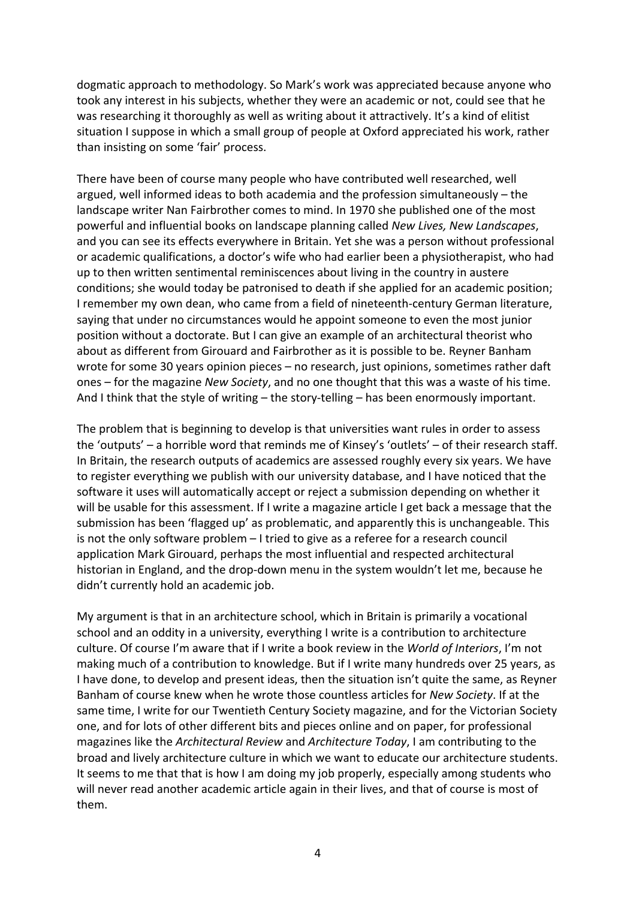dogmatic approach to methodology. So Mark's work was appreciated because anyone who took any interest in his subjects, whether they were an academic or not, could see that he was researching it thoroughly as well as writing about it attractively. It's a kind of elitist situation I suppose in which a small group of people at Oxford appreciated his work, rather than insisting on some 'fair' process.

There have been of course many people who have contributed well researched, well argued, well informed ideas to both academia and the profession simultaneously – the landscape writer Nan Fairbrother comes to mind. In 1970 she published one of the most powerful and influential books on landscape planning called *New Lives, New Landscapes*, and you can see its effects everywhere in Britain. Yet she was a person without professional or academic qualifications, a doctor's wife who had earlier been a physiotherapist, who had up to then written sentimental reminiscences about living in the country in austere conditions; she would today be patronised to death if she applied for an academic position; I remember my own dean, who came from a field of nineteenth-century German literature, saying that under no circumstances would he appoint someone to even the most junior position without a doctorate. But I can give an example of an architectural theorist who about as different from Girouard and Fairbrother as it is possible to be. Reyner Banham wrote for some 30 years opinion pieces – no research, just opinions, sometimes rather daft ones – for the magazine *New Society*, and no one thought that this was a waste of his time. And I think that the style of writing – the story-telling – has been enormously important.

The problem that is beginning to develop is that universities want rules in order to assess the 'outputs' – a horrible word that reminds me of Kinsey's 'outlets' – of their research staff. In Britain, the research outputs of academics are assessed roughly every six years. We have to register everything we publish with our university database, and I have noticed that the software it uses will automatically accept or reject a submission depending on whether it will be usable for this assessment. If I write a magazine article I get back a message that the submission has been 'flagged up' as problematic, and apparently this is unchangeable. This is not the only software problem – I tried to give as a referee for a research council application Mark Girouard, perhaps the most influential and respected architectural historian in England, and the drop-down menu in the system wouldn't let me, because he didn't currently hold an academic job.

My argument is that in an architecture school, which in Britain is primarily a vocational school and an oddity in a university, everything I write is a contribution to architecture culture. Of course I'm aware that if I write a book review in the *World of Interiors*, I'm not making much of a contribution to knowledge. But if I write many hundreds over 25 years, as I have done, to develop and present ideas, then the situation isn't quite the same, as Reyner Banham of course knew when he wrote those countless articles for *New Society*. If at the same time, I write for our Twentieth Century Society magazine, and for the Victorian Society one, and for lots of other different bits and pieces online and on paper, for professional magazines like the *Architectural Review* and *Architecture Today*, I am contributing to the broad and lively architecture culture in which we want to educate our architecture students. It seems to me that that is how I am doing my job properly, especially among students who will never read another academic article again in their lives, and that of course is most of them.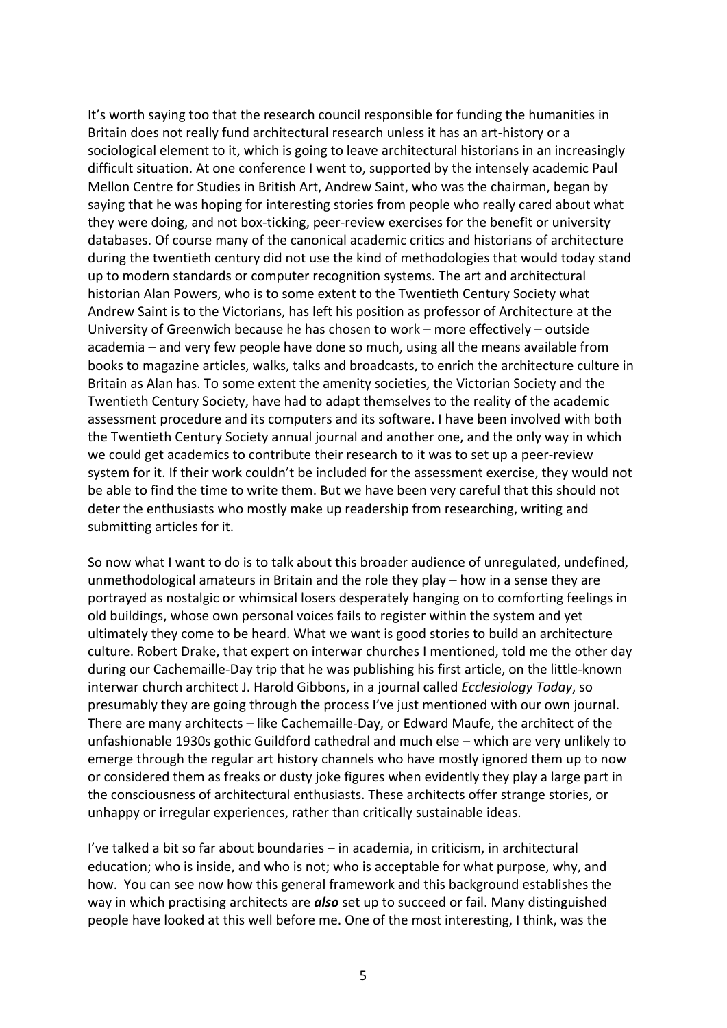It's worth saying too that the research council responsible for funding the humanities in Britain does not really fund architectural research unless it has an art-history or a sociological element to it, which is going to leave architectural historians in an increasingly difficult situation. At one conference I went to, supported by the intensely academic Paul Mellon Centre for Studies in British Art, Andrew Saint, who was the chairman, began by saying that he was hoping for interesting stories from people who really cared about what they were doing, and not box-ticking, peer-review exercises for the benefit or university databases. Of course many of the canonical academic critics and historians of architecture during the twentieth century did not use the kind of methodologies that would today stand up to modern standards or computer recognition systems. The art and architectural historian Alan Powers, who is to some extent to the Twentieth Century Society what Andrew Saint is to the Victorians, has left his position as professor of Architecture at the University of Greenwich because he has chosen to work – more effectively – outside academia – and very few people have done so much, using all the means available from books to magazine articles, walks, talks and broadcasts, to enrich the architecture culture in Britain as Alan has. To some extent the amenity societies, the Victorian Society and the Twentieth Century Society, have had to adapt themselves to the reality of the academic assessment procedure and its computers and its software. I have been involved with both the Twentieth Century Society annual journal and another one, and the only way in which we could get academics to contribute their research to it was to set up a peer-review system for it. If their work couldn't be included for the assessment exercise, they would not be able to find the time to write them. But we have been very careful that this should not deter the enthusiasts who mostly make up readership from researching, writing and submitting articles for it.

So now what I want to do is to talk about this broader audience of unregulated, undefined, unmethodological amateurs in Britain and the role they play – how in a sense they are portrayed as nostalgic or whimsical losers desperately hanging on to comforting feelings in old buildings, whose own personal voices fails to register within the system and yet ultimately they come to be heard. What we want is good stories to build an architecture culture. Robert Drake, that expert on interwar churches I mentioned, told me the other day during our Cachemaille-Day trip that he was publishing his first article, on the little-known interwar church architect J. Harold Gibbons, in a journal called *Ecclesiology Today*, so presumably they are going through the process I've just mentioned with our own journal. There are many architects – like Cachemaille-Day, or Edward Maufe, the architect of the unfashionable 1930s gothic Guildford cathedral and much else – which are very unlikely to emerge through the regular art history channels who have mostly ignored them up to now or considered them as freaks or dusty joke figures when evidently they play a large part in the consciousness of architectural enthusiasts. These architects offer strange stories, or unhappy or irregular experiences, rather than critically sustainable ideas.

I've talked a bit so far about boundaries – in academia, in criticism, in architectural education; who is inside, and who is not; who is acceptable for what purpose, why, and how. You can see now how this general framework and this background establishes the way in which practising architects are ***also*** set up to succeed or fail. Many distinguished people have looked at this well before me. One of the most interesting, I think, was the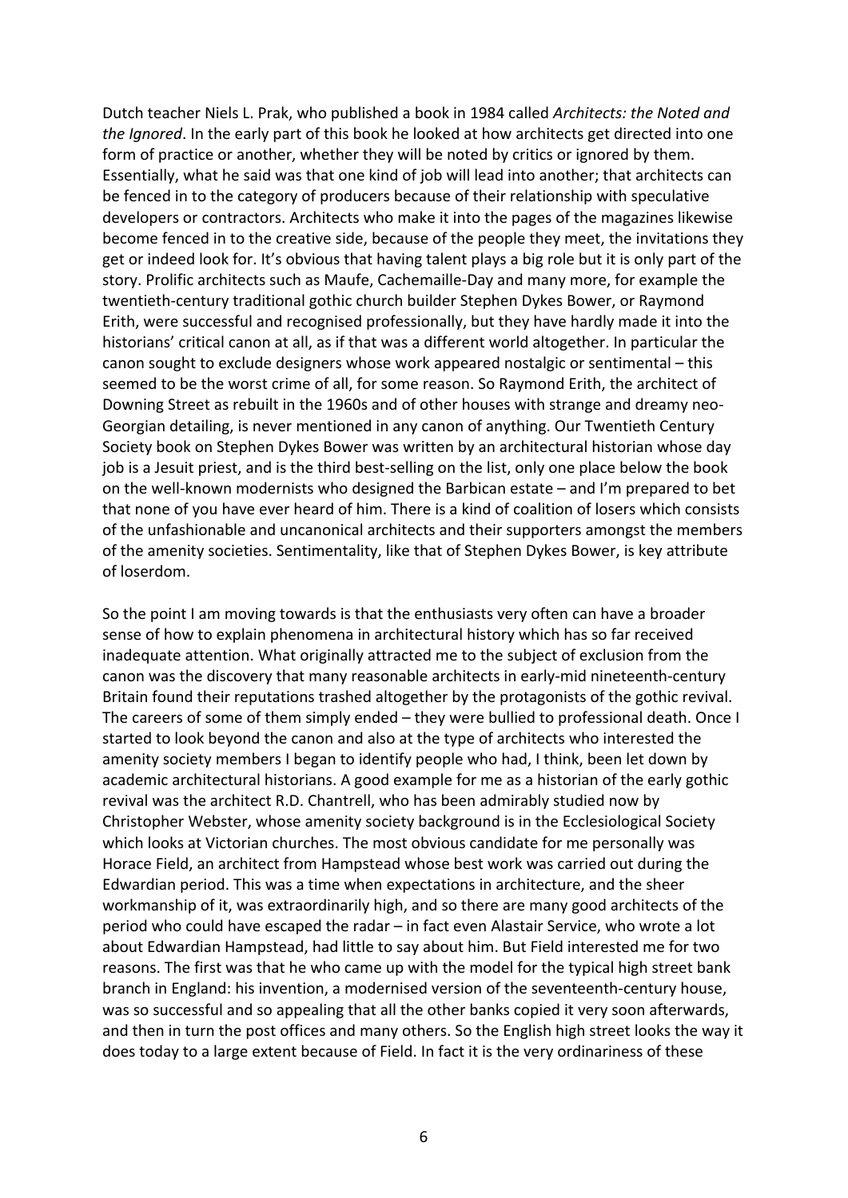Dutch teacher Niels L. Prak, who published a book in 1984 called *Architects: the Noted and the Ignored*. In the early part of this book he looked at how architects get directed into one form of practice or another, whether they will be noted by critics or ignored by them. Essentially, what he said was that one kind of job will lead into another; that architects can be fenced in to the category of producers because of their relationship with speculative developers or contractors. Architects who make it into the pages of the magazines likewise become fenced in to the creative side, because of the people they meet, the invitations they get or indeed look for. It's obvious that having talent plays a big role but it is only part of the story. Prolific architects such as Maufe, Cachemaille-Day and many more, for example the twentieth-century traditional gothic church builder Stephen Dykes Bower, or Raymond Erith, were successful and recognised professionally, but they have hardly made it into the historians' critical canon at all, as if that was a different world altogether. In particular the canon sought to exclude designers whose work appeared nostalgic or sentimental – this seemed to be the worst crime of all, for some reason. So Raymond Erith, the architect of Downing Street as rebuilt in the 1960s and of other houses with strange and dreamy neo-Georgian detailing, is never mentioned in any canon of anything. Our Twentieth Century Society book on Stephen Dykes Bower was written by an architectural historian whose day job is a Jesuit priest, and is the third best-selling on the list, only one place below the book on the well-known modernists who designed the Barbican estate – and I'm prepared to bet that none of you have ever heard of him. There is a kind of coalition of losers which consists of the unfashionable and uncanonical architects and their supporters amongst the members of the amenity societies. Sentimentality, like that of Stephen Dykes Bower, is key attribute of loserdom.

So the point I am moving towards is that the enthusiasts very often can have a broader sense of how to explain phenomena in architectural history which has so far received inadequate attention. What originally attracted me to the subject of exclusion from the canon was the discovery that many reasonable architects in early-mid nineteenth-century Britain found their reputations trashed altogether by the protagonists of the gothic revival. The careers of some of them simply ended – they were bullied to professional death. Once I started to look beyond the canon and also at the type of architects who interested the amenity society members I began to identify people who had, I think, been let down by academic architectural historians. A good example for me as a historian of the early gothic revival was the architect R.D. Chantrell, who has been admirably studied now by Christopher Webster, whose amenity society background is in the Ecclesiological Society which looks at Victorian churches. The most obvious candidate for me personally was Horace Field, an architect from Hampstead whose best work was carried out during the Edwardian period. This was a time when expectations in architecture, and the sheer workmanship of it, was extraordinarily high, and so there are many good architects of the period who could have escaped the radar – in fact even Alastair Service, who wrote a lot about Edwardian Hampstead, had little to say about him. But Field interested me for two reasons. The first was that he who came up with the model for the typical high street bank branch in England: his invention, a modernised version of the seventeenth-century house, was so successful and so appealing that all the other banks copied it very soon afterwards, and then in turn the post offices and many others. So the English high street looks the way it does today to a large extent because of Field. In fact it is the very ordinariness of these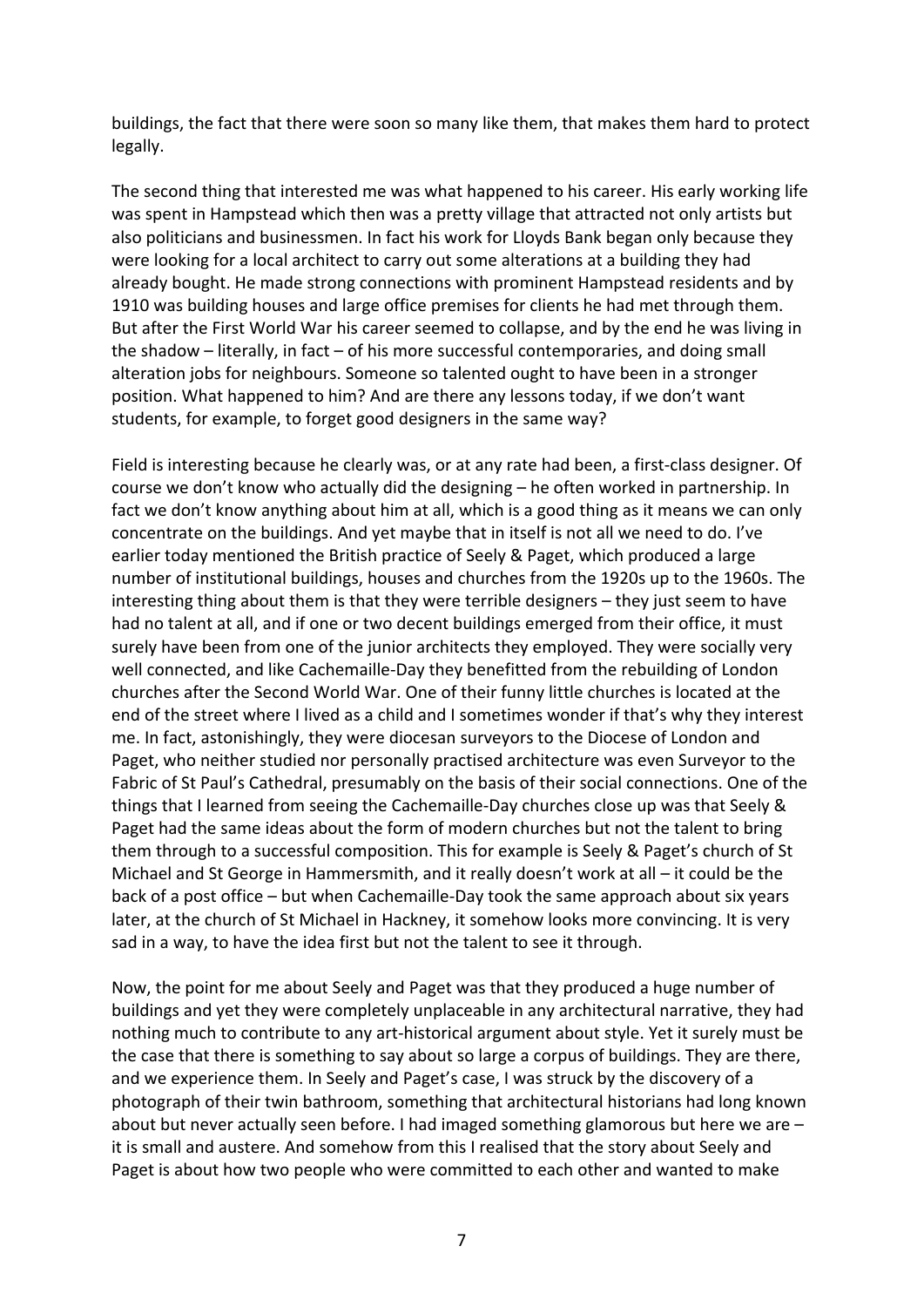buildings, the fact that there were soon so many like them, that makes them hard to protect legally.

The second thing that interested me was what happened to his career. His early working life was spent in Hampstead which then was a pretty village that attracted not only artists but also politicians and businessmen. In fact his work for Lloyds Bank began only because they were looking for a local architect to carry out some alterations at a building they had already bought. He made strong connections with prominent Hampstead residents and by 1910 was building houses and large office premises for clients he had met through them. But after the First World War his career seemed to collapse, and by the end he was living in the shadow – literally, in fact – of his more successful contemporaries, and doing small alteration jobs for neighbours. Someone so talented ought to have been in a stronger position. What happened to him? And are there any lessons today, if we don't want students, for example, to forget good designers in the same way?

Field is interesting because he clearly was, or at any rate had been, a first-class designer. Of course we don't know who actually did the designing – he often worked in partnership. In fact we don't know anything about him at all, which is a good thing as it means we can only concentrate on the buildings. And yet maybe that in itself is not all we need to do. I've earlier today mentioned the British practice of Seely & Paget, which produced a large number of institutional buildings, houses and churches from the 1920s up to the 1960s. The interesting thing about them is that they were terrible designers – they just seem to have had no talent at all, and if one or two decent buildings emerged from their office, it must surely have been from one of the junior architects they employed. They were socially very well connected, and like Cachemaille-Day they benefitted from the rebuilding of London churches after the Second World War. One of their funny little churches is located at the end of the street where I lived as a child and I sometimes wonder if that's why they interest me. In fact, astonishingly, they were diocesan surveyors to the Diocese of London and Paget, who neither studied nor personally practised architecture was even Surveyor to the Fabric of St Paul's Cathedral, presumably on the basis of their social connections. One of the things that I learned from seeing the Cachemaille-Day churches close up was that Seely & Paget had the same ideas about the form of modern churches but not the talent to bring them through to a successful composition. This for example is Seely & Paget's church of St Michael and St George in Hammersmith, and it really doesn't work at all – it could be the back of a post office – but when Cachemaille-Day took the same approach about six years later, at the church of St Michael in Hackney, it somehow looks more convincing. It is very sad in a way, to have the idea first but not the talent to see it through.

Now, the point for me about Seely and Paget was that they produced a huge number of buildings and yet they were completely unplaceable in any architectural narrative, they had nothing much to contribute to any art-historical argument about style. Yet it surely must be the case that there is something to say about so large a corpus of buildings. They are there, and we experience them. In Seely and Paget's case, I was struck by the discovery of a photograph of their twin bathroom, something that architectural historians had long known about but never actually seen before. I had imaged something glamorous but here we are – it is small and austere. And somehow from this I realised that the story about Seely and Paget is about how two people who were committed to each other and wanted to make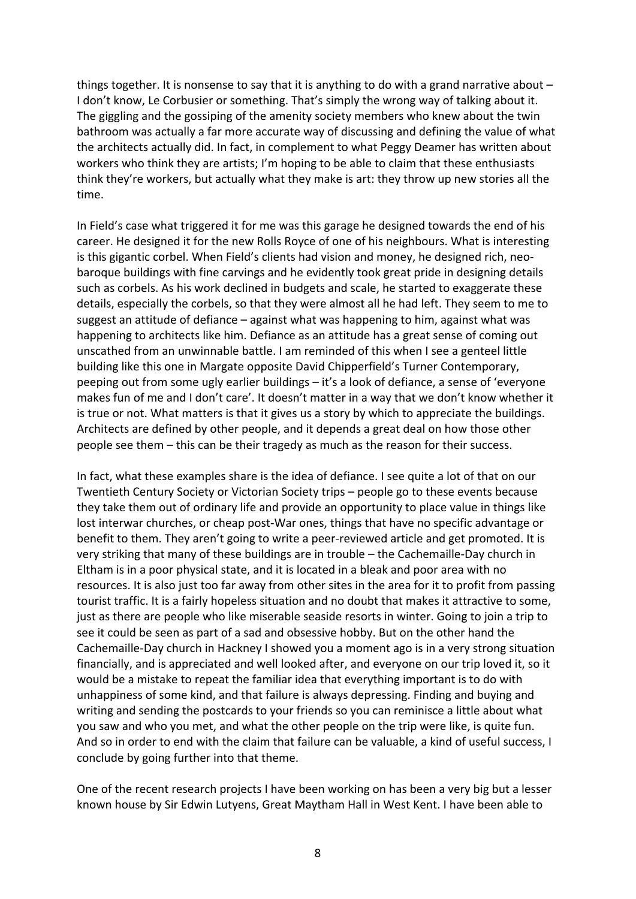things together. It is nonsense to say that it is anything to do with a grand narrative about – I don't know, Le Corbusier or something. That's simply the wrong way of talking about it. The giggling and the gossiping of the amenity society members who knew about the twin bathroom was actually a far more accurate way of discussing and defining the value of what the architects actually did. In fact, in complement to what Peggy Deamer has written about workers who think they are artists; I'm hoping to be able to claim that these enthusiasts think they're workers, but actually what they make is art: they throw up new stories all the time.

In Field's case what triggered it for me was this garage he designed towards the end of his career. He designed it for the new Rolls Royce of one of his neighbours. What is interesting is this gigantic corbel. When Field's clients had vision and money, he designed rich, neo-baroque buildings with fine carvings and he evidently took great pride in designing details such as corbels. As his work declined in budgets and scale, he started to exaggerate these details, especially the corbels, so that they were almost all he had left. They seem to me to suggest an attitude of defiance – against what was happening to him, against what was happening to architects like him. Defiance as an attitude has a great sense of coming out unscathed from an unwinnable battle. I am reminded of this when I see a genteel little building like this one in Margate opposite David Chipperfield's Turner Contemporary, peeping out from some ugly earlier buildings – it's a look of defiance, a sense of 'everyone makes fun of me and I don't care'. It doesn't matter in a way that we don't know whether it is true or not. What matters is that it gives us a story by which to appreciate the buildings. Architects are defined by other people, and it depends a great deal on how those other people see them – this can be their tragedy as much as the reason for their success.

In fact, what these examples share is the idea of defiance. I see quite a lot of that on our Twentieth Century Society or Victorian Society trips – people go to these events because they take them out of ordinary life and provide an opportunity to place value in things like lost interwar churches, or cheap post-War ones, things that have no specific advantage or benefit to them. They aren't going to write a peer-reviewed article and get promoted. It is very striking that many of these buildings are in trouble – the Cachemaille-Day church in Eltham is in a poor physical state, and it is located in a bleak and poor area with no resources. It is also just too far away from other sites in the area for it to profit from passing tourist traffic. It is a fairly hopeless situation and no doubt that makes it attractive to some, just as there are people who like miserable seaside resorts in winter. Going to join a trip to see it could be seen as part of a sad and obsessive hobby. But on the other hand the Cachemaille-Day church in Hackney I showed you a moment ago is in a very strong situation financially, and is appreciated and well looked after, and everyone on our trip loved it, so it would be a mistake to repeat the familiar idea that everything important is to do with unhappiness of some kind, and that failure is always depressing. Finding and buying and writing and sending the postcards to your friends so you can reminisce a little about what you saw and who you met, and what the other people on the trip were like, is quite fun. And so in order to end with the claim that failure can be valuable, a kind of useful success, I conclude by going further into that theme.

One of the recent research projects I have been working on has been a very big but a lesser known house by Sir Edwin Lutyens, Great Maytham Hall in West Kent. I have been able to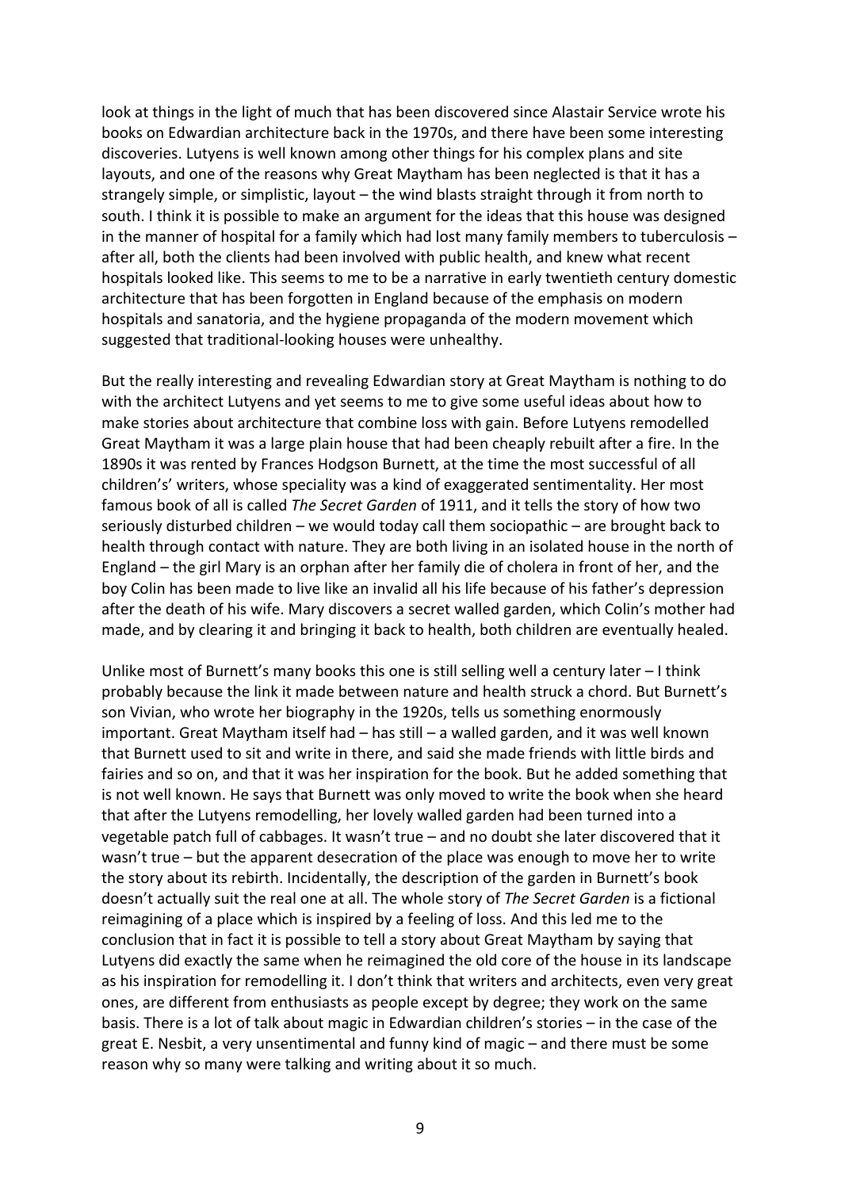look at things in the light of much that has been discovered since Alastair Service wrote his books on Edwardian architecture back in the 1970s, and there have been some interesting discoveries. Lutyens is well known among other things for his complex plans and site layouts, and one of the reasons why Great Maytham has been neglected is that it has a strangely simple, or simplistic, layout – the wind blasts straight through it from north to south. I think it is possible to make an argument for the ideas that this house was designed in the manner of hospital for a family which had lost many family members to tuberculosis – after all, both the clients had been involved with public health, and knew what recent hospitals looked like. This seems to me to be a narrative in early twentieth century domestic architecture that has been forgotten in England because of the emphasis on modern hospitals and sanatoria, and the hygiene propaganda of the modern movement which suggested that traditional-looking houses were unhealthy.

But the really interesting and revealing Edwardian story at Great Maytham is nothing to do with the architect Lutyens and yet seems to me to give some useful ideas about how to make stories about architecture that combine loss with gain. Before Lutyens remodelled Great Maytham it was a large plain house that had been cheaply rebuilt after a fire. In the 1890s it was rented by Frances Hodgson Burnett, at the time the most successful of all children's' writers, whose speciality was a kind of exaggerated sentimentality. Her most famous book of all is called *The Secret Garden* of 1911, and it tells the story of how two seriously disturbed children – we would today call them sociopathic – are brought back to health through contact with nature. They are both living in an isolated house in the north of England – the girl Mary is an orphan after her family die of cholera in front of her, and the boy Colin has been made to live like an invalid all his life because of his father's depression after the death of his wife. Mary discovers a secret walled garden, which Colin's mother had made, and by clearing it and bringing it back to health, both children are eventually healed.

Unlike most of Burnett's many books this one is still selling well a century later – I think probably because the link it made between nature and health struck a chord. But Burnett's son Vivian, who wrote her biography in the 1920s, tells us something enormously important. Great Maytham itself had – has still – a walled garden, and it was well known that Burnett used to sit and write in there, and said she made friends with little birds and fairies and so on, and that it was her inspiration for the book. But he added something that is not well known. He says that Burnett was only moved to write the book when she heard that after the Lutyens remodelling, her lovely walled garden had been turned into a vegetable patch full of cabbages. It wasn't true – and no doubt she later discovered that it wasn't true – but the apparent desecration of the place was enough to move her to write the story about its rebirth. Incidentally, the description of the garden in Burnett's book doesn't actually suit the real one at all. The whole story of *The Secret Garden* is a fictional reimagining of a place which is inspired by a feeling of loss. And this led me to the conclusion that in fact it is possible to tell a story about Great Maytham by saying that Lutyens did exactly the same when he reimagined the old core of the house in its landscape as his inspiration for remodelling it. I don't think that writers and architects, even very great ones, are different from enthusiasts as people except by degree; they work on the same basis. There is a lot of talk about magic in Edwardian children's stories – in the case of the great E. Nesbit, a very unsentimental and funny kind of magic – and there must be some reason why so many were talking and writing about it so much.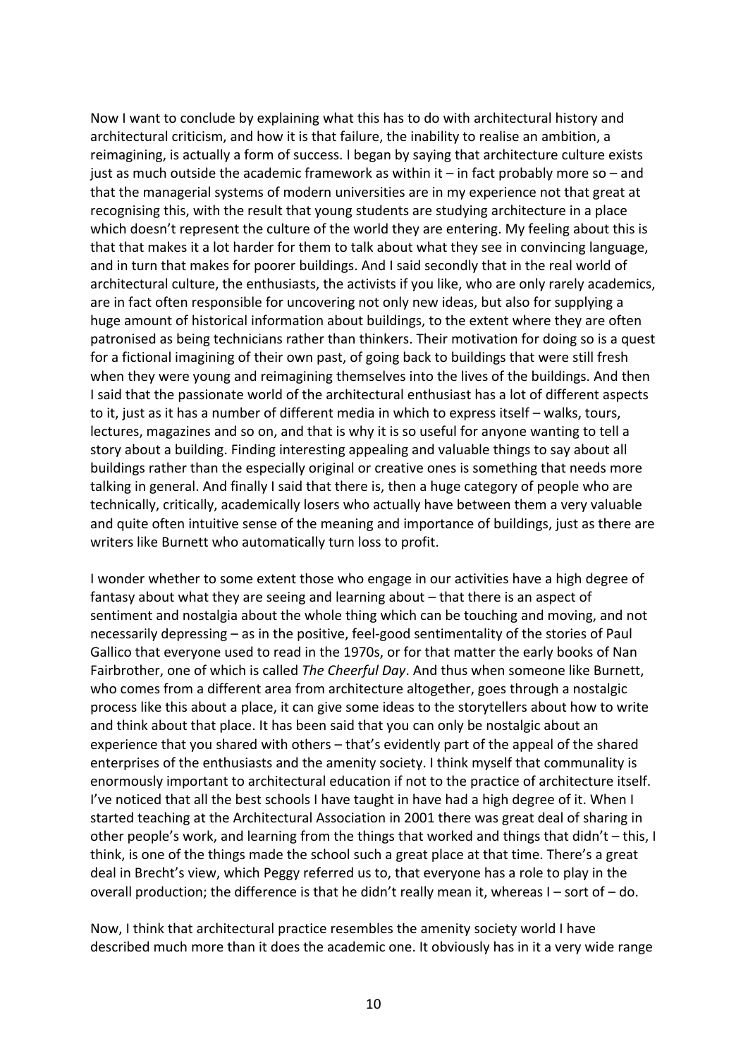Now I want to conclude by explaining what this has to do with architectural history and architectural criticism, and how it is that failure, the inability to realise an ambition, a reimagining, is actually a form of success. I began by saying that architecture culture exists just as much outside the academic framework as within it – in fact probably more so – and that the managerial systems of modern universities are in my experience not that great at recognising this, with the result that young students are studying architecture in a place which doesn't represent the culture of the world they are entering. My feeling about this is that that makes it a lot harder for them to talk about what they see in convincing language, and in turn that makes for poorer buildings. And I said secondly that in the real world of architectural culture, the enthusiasts, the activists if you like, who are only rarely academics, are in fact often responsible for uncovering not only new ideas, but also for supplying a huge amount of historical information about buildings, to the extent where they are often patronised as being technicians rather than thinkers. Their motivation for doing so is a quest for a fictional imagining of their own past, of going back to buildings that were still fresh when they were young and reimagining themselves into the lives of the buildings. And then I said that the passionate world of the architectural enthusiast has a lot of different aspects to it, just as it has a number of different media in which to express itself – walks, tours, lectures, magazines and so on, and that is why it is so useful for anyone wanting to tell a story about a building. Finding interesting appealing and valuable things to say about all buildings rather than the especially original or creative ones is something that needs more talking in general. And finally I said that there is, then a huge category of people who are technically, critically, academically losers who actually have between them a very valuable and quite often intuitive sense of the meaning and importance of buildings, just as there are writers like Burnett who automatically turn loss to profit.

I wonder whether to some extent those who engage in our activities have a high degree of fantasy about what they are seeing and learning about – that there is an aspect of sentiment and nostalgia about the whole thing which can be touching and moving, and not necessarily depressing – as in the positive, feel-good sentimentality of the stories of Paul Gallico that everyone used to read in the 1970s, or for that matter the early books of Nan Fairbrother, one of which is called *The Cheerful Day*. And thus when someone like Burnett, who comes from a different area from architecture altogether, goes through a nostalgic process like this about a place, it can give some ideas to the storytellers about how to write and think about that place. It has been said that you can only be nostalgic about an experience that you shared with others – that's evidently part of the appeal of the shared enterprises of the enthusiasts and the amenity society. I think myself that communality is enormously important to architectural education if not to the practice of architecture itself. I've noticed that all the best schools I have taught in have had a high degree of it. When I started teaching at the Architectural Association in 2001 there was great deal of sharing in other people's work, and learning from the things that worked and things that didn't – this, I think, is one of the things made the school such a great place at that time. There's a great deal in Brecht's view, which Peggy referred us to, that everyone has a role to play in the overall production; the difference is that he didn't really mean it, whereas I – sort of – do.

Now, I think that architectural practice resembles the amenity society world I have described much more than it does the academic one. It obviously has in it a very wide range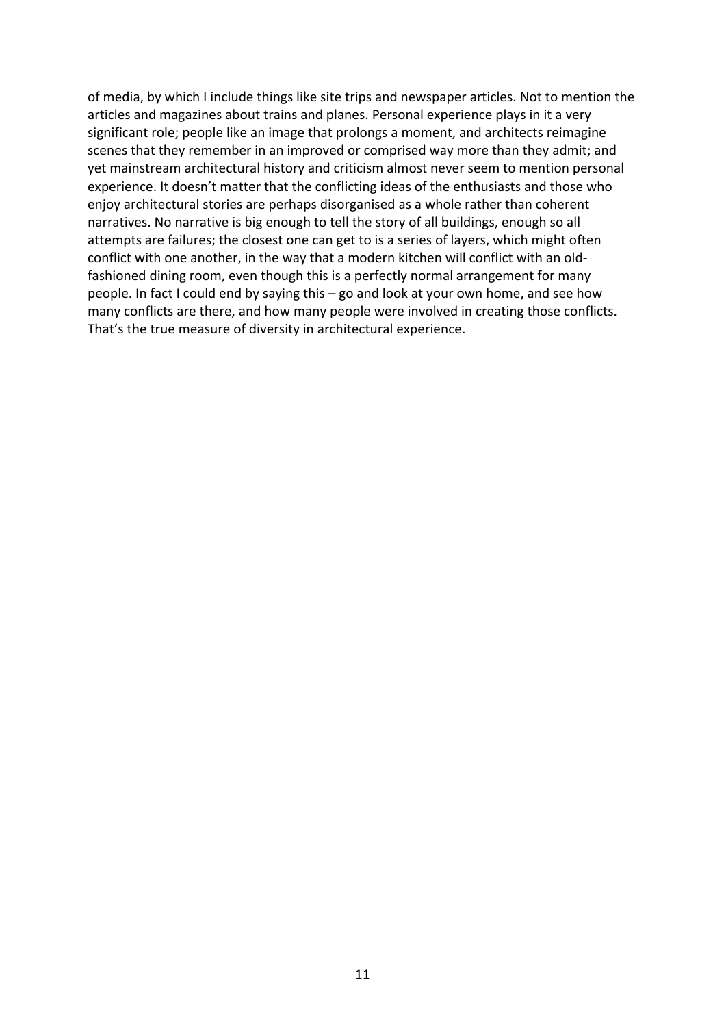of media, by which I include things like site trips and newspaper articles. Not to mention the articles and magazines about trains and planes. Personal experience plays in it a very significant role; people like an image that prolongs a moment, and architects reimagine scenes that they remember in an improved or comprised way more than they admit; and yet mainstream architectural history and criticism almost never seem to mention personal experience. It doesn't matter that the conflicting ideas of the enthusiasts and those who enjoy architectural stories are perhaps disorganised as a whole rather than coherent narratives. No narrative is big enough to tell the story of all buildings, enough so all attempts are failures; the closest one can get to is a series of layers, which might often conflict with one another, in the way that a modern kitchen will conflict with an old-fashioned dining room, even though this is a perfectly normal arrangement for many people. In fact I could end by saying this – go and look at your own home, and see how many conflicts are there, and how many people were involved in creating those conflicts. That's the true measure of diversity in architectural experience.